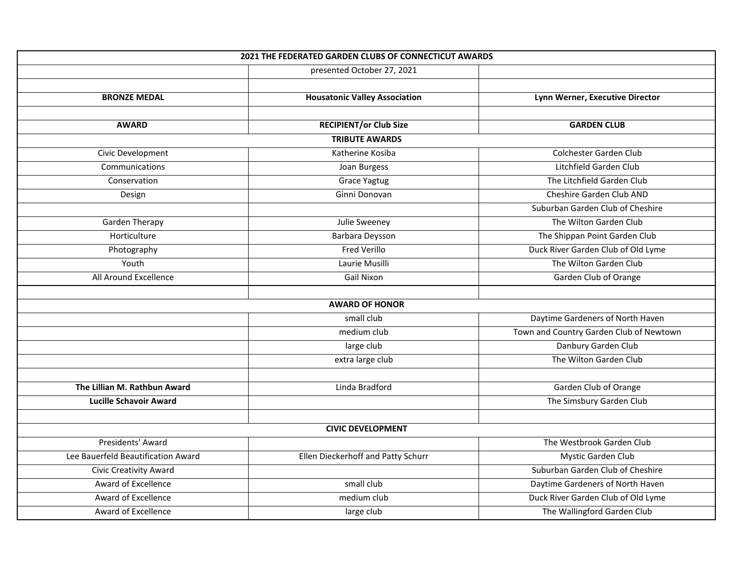| 2021 THE FEDERATED GARDEN CLUBS OF CONNECTICUT AWARDS | | |
|---|---|---|
| | presented October 27, 2021 | |
| | | |
| **BRONZE MEDAL** | **Housatonic Valley Association** | **Lynn Werner, Executive Director** |
| | | |
| **AWARD** | **RECIPIENT/or Club Size** | **GARDEN CLUB** |
| | **TRIBUTE AWARDS** | |
| Civic Development | Katherine Kosiba | Colchester Garden Club |
| Communications | Joan Burgess | Litchfield Garden Club |
| Conservation | Grace Yagtug | The Litchfield Garden Club |
| Design | Ginni Donovan | Cheshire Garden Club AND |
| | | Suburban Garden Club of Cheshire |
| Garden Therapy | Julie Sweeney | The Wilton Garden Club |
| Horticulture | Barbara Deysson | The Shippan Point Garden Club |
| Photography | Fred Verillo | Duck River Garden Club of Old Lyme |
| Youth | Laurie Musilli | The Wilton Garden Club |
| All Around Excellence | Gail Nixon | Garden Club of Orange |
| | | |
| | **AWARD OF HONOR** | |
| | small club | Daytime Gardeners of North Haven |
| | medium club | Town and Country Garden Club of Newtown |
| | large club | Danbury Garden Club |
| | extra large club | The Wilton Garden Club |
| | | |
| **The Lillian M. Rathbun Award** | Linda Bradford | Garden Club of Orange |
| **Lucille Schavoir Award** | | The Simsbury Garden Club |
| | | |
| | **CIVIC DEVELOPMENT** | |
| Presidents' Award | | The Westbrook Garden Club |
| Lee Bauerfeld Beautification Award | Ellen Dieckerhoff and Patty Schurr | Mystic Garden Club |
| Civic Creativity Award | | Suburban Garden Club of Cheshire |
| Award of Excellence | small club | Daytime Gardeners of North Haven |
| Award of Excellence | medium club | Duck River Garden Club of Old Lyme |
| Award of Excellence | large club | The Wallingford Garden Club |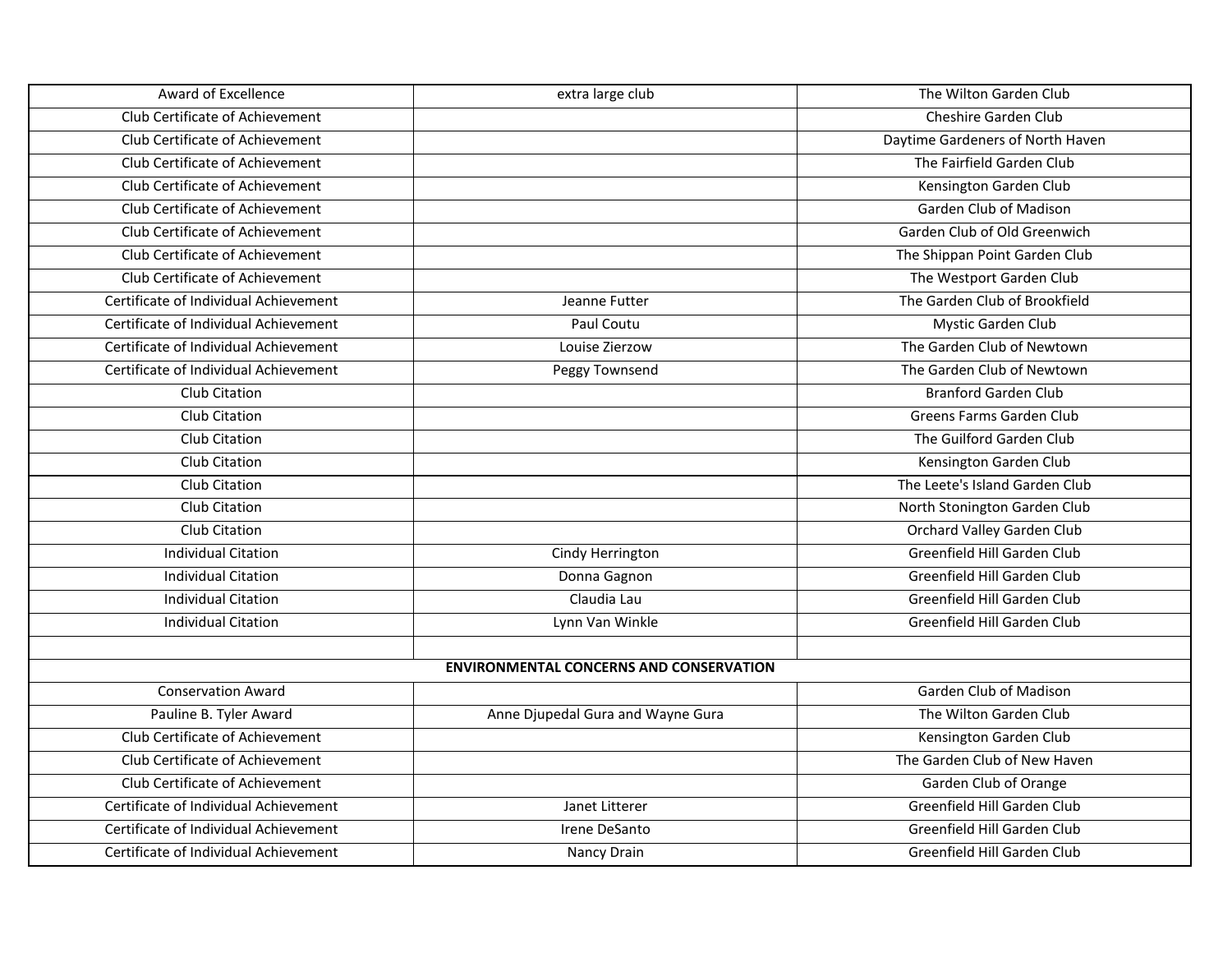| Award of Excellence | extra large club | The Wilton Garden Club |
|---|---|---|
| Club Certificate of Achievement | | Cheshire Garden Club |
| Club Certificate of Achievement | | Daytime Gardeners of North Haven |
| Club Certificate of Achievement | | The Fairfield Garden Club |
| Club Certificate of Achievement | | Kensington Garden Club |
| Club Certificate of Achievement | | Garden Club of Madison |
| Club Certificate of Achievement | | Garden Club of Old Greenwich |
| Club Certificate of Achievement | | The Shippan Point Garden Club |
| Club Certificate of Achievement | | The Westport Garden Club |
| Certificate of Individual Achievement | Jeanne Futter | The Garden Club of Brookfield |
| Certificate of Individual Achievement | Paul Coutu | Mystic Garden Club |
| Certificate of Individual Achievement | Louise Zierzow | The Garden Club of Newtown |
| Certificate of Individual Achievement | Peggy Townsend | The Garden Club of Newtown |
| Club Citation | | Branford Garden Club |
| Club Citation | | Greens Farms Garden Club |
| Club Citation | | The Guilford Garden Club |
| Club Citation | | Kensington Garden Club |
| Club Citation | | The Leete's Island Garden Club |
| Club Citation | | North Stonington Garden Club |
| Club Citation | | Orchard Valley Garden Club |
| Individual Citation | Cindy Herrington | Greenfield Hill Garden Club |
| Individual Citation | Donna Gagnon | Greenfield Hill Garden Club |
| Individual Citation | Claudia Lau | Greenfield Hill Garden Club |
| Individual Citation | Lynn Van Winkle | Greenfield Hill Garden Club |
| | | |
| | **ENVIRONMENTAL CONCERNS AND CONSERVATION** | |
| Conservation Award | | Garden Club of Madison |
| Pauline B. Tyler Award | Anne Djupedal Gura and Wayne Gura | The Wilton Garden Club |
| Club Certificate of Achievement | | Kensington Garden Club |
| Club Certificate of Achievement | | The Garden Club of New Haven |
| Club Certificate of Achievement | | Garden Club of Orange |
| Certificate of Individual Achievement | Janet Litterer | Greenfield Hill Garden Club |
| Certificate of Individual Achievement | Irene DeSanto | Greenfield Hill Garden Club |
| Certificate of Individual Achievement | Nancy Drain | Greenfield Hill Garden Club |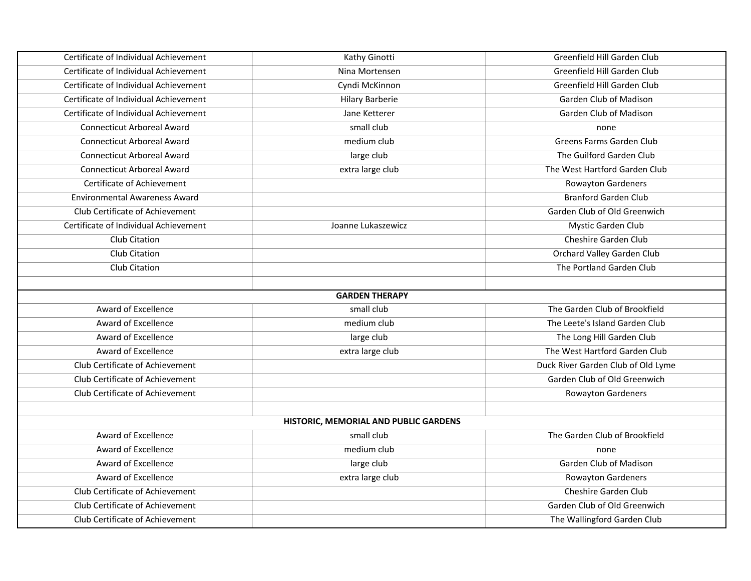| | | |
|---|---|---|
| Certificate of Individual Achievement | Kathy Ginotti | Greenfield Hill Garden Club |
| Certificate of Individual Achievement | Nina Mortensen | Greenfield Hill Garden Club |
| Certificate of Individual Achievement | Cyndi McKinnon | Greenfield Hill Garden Club |
| Certificate of Individual Achievement | Hilary Barberie | Garden Club of Madison |
| Certificate of Individual Achievement | Jane Ketterer | Garden Club of Madison |
| Connecticut Arboreal Award | small club | none |
| Connecticut Arboreal Award | medium club | Greens Farms Garden Club |
| Connecticut Arboreal Award | large club | The Guilford Garden Club |
| Connecticut Arboreal Award | extra large club | The West Hartford Garden Club |
| Certificate of Achievement | | Rowayton Gardeners |
| Environmental Awareness Award | | Branford Garden Club |
| Club Certificate of Achievement | | Garden Club of Old Greenwich |
| Certificate of Individual Achievement | Joanne Lukaszewicz | Mystic Garden Club |
| Club Citation | | Cheshire Garden Club |
| Club Citation | | Orchard Valley Garden Club |
| Club Citation | | The Portland Garden Club |
| | | |
| **GARDEN THERAPY** | | |
| Award of Excellence | small club | The Garden Club of Brookfield |
| Award of Excellence | medium club | The Leete's Island Garden Club |
| Award of Excellence | large club | The Long Hill Garden Club |
| Award of Excellence | extra large club | The West Hartford Garden Club |
| Club Certificate of Achievement | | Duck River Garden Club of Old Lyme |
| Club Certificate of Achievement | | Garden Club of Old Greenwich |
| Club Certificate of Achievement | | Rowayton Gardeners |
| | | |
| **HISTORIC, MEMORIAL AND PUBLIC GARDENS** | | |
| Award of Excellence | small club | The Garden Club of Brookfield |
| Award of Excellence | medium club | none |
| Award of Excellence | large club | Garden Club of Madison |
| Award of Excellence | extra large club | Rowayton Gardeners |
| Club Certificate of Achievement | | Cheshire Garden Club |
| Club Certificate of Achievement | | Garden Club of Old Greenwich |
| Club Certificate of Achievement | | The Wallingford Garden Club |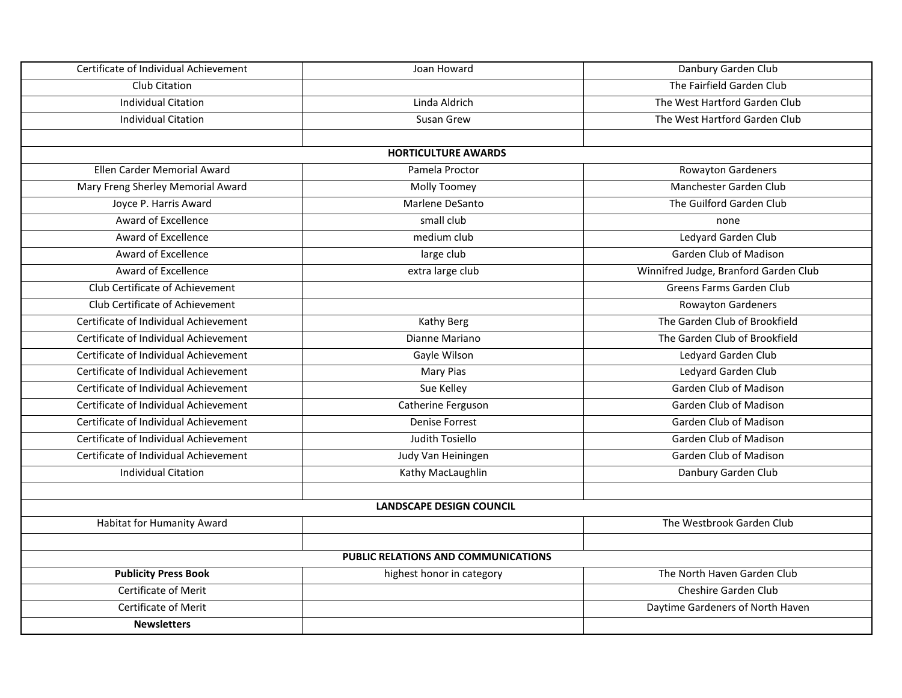| | | |
|---|---|---|
| Certificate of Individual Achievement | Joan Howard | Danbury Garden Club |
| Club Citation | | The Fairfield Garden Club |
| Individual Citation | Linda Aldrich | The West Hartford Garden Club |
| Individual Citation | Susan Grew | The West Hartford Garden Club |
| | | |
| **HORTICULTURE AWARDS** | | |
| Ellen Carder Memorial Award | Pamela Proctor | Rowayton Gardeners |
| Mary Freng Sherley Memorial Award | Molly Toomey | Manchester Garden Club |
| Joyce P. Harris Award | Marlene DeSanto | The Guilford Garden Club |
| Award of Excellence | small club | none |
| Award of Excellence | medium club | Ledyard Garden Club |
| Award of Excellence | large club | Garden Club of Madison |
| Award of Excellence | extra large club | Winnifred Judge, Branford Garden Club |
| Club Certificate of Achievement | | Greens Farms Garden Club |
| Club Certificate of Achievement | | Rowayton Gardeners |
| Certificate of Individual Achievement | Kathy Berg | The Garden Club of Brookfield |
| Certificate of Individual Achievement | Dianne Mariano | The Garden Club of Brookfield |
| Certificate of Individual Achievement | Gayle Wilson | Ledyard Garden Club |
| Certificate of Individual Achievement | Mary Pias | Ledyard Garden Club |
| Certificate of Individual Achievement | Sue Kelley | Garden Club of Madison |
| Certificate of Individual Achievement | Catherine Ferguson | Garden Club of Madison |
| Certificate of Individual Achievement | Denise Forrest | Garden Club of Madison |
| Certificate of Individual Achievement | Judith Tosiello | Garden Club of Madison |
| Certificate of Individual Achievement | Judy Van Heiningen | Garden Club of Madison |
| Individual Citation | Kathy MacLaughlin | Danbury Garden Club |
| | | |
| **LANDSCAPE DESIGN COUNCIL** | | |
| Habitat for Humanity Award | | The Westbrook Garden Club |
| | | |
| **PUBLIC RELATIONS AND COMMUNICATIONS** | | |
| **Publicity Press Book** | highest honor in category | The North Haven Garden Club |
| Certificate of Merit | | Cheshire Garden Club |
| Certificate of Merit | | Daytime Gardeners of North Haven |
| **Newsletters** | | |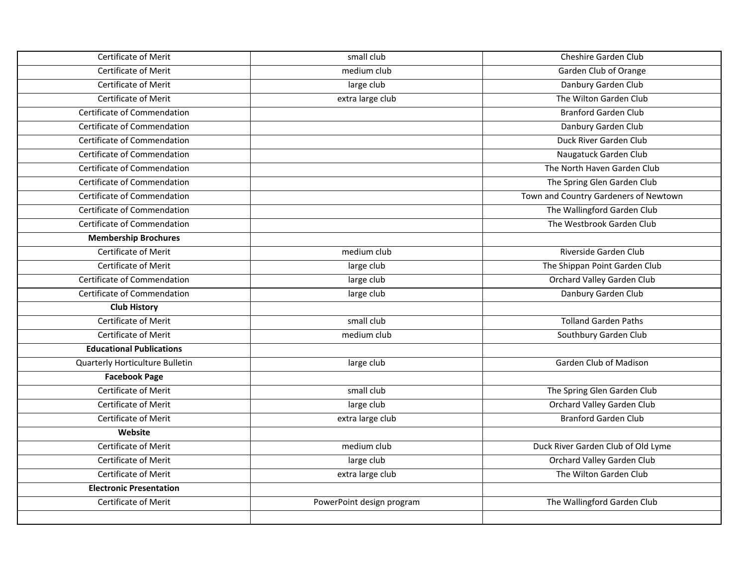| | | |
|---|---|---|
| Certificate of Merit | small club | Cheshire Garden Club |
| Certificate of Merit | medium club | Garden Club of Orange |
| Certificate of Merit | large club | Danbury Garden Club |
| Certificate of Merit | extra large club | The Wilton Garden Club |
| Certificate of Commendation | | Branford Garden Club |
| Certificate of Commendation | | Danbury Garden Club |
| Certificate of Commendation | | Duck River Garden Club |
| Certificate of Commendation | | Naugatuck Garden Club |
| Certificate of Commendation | | The North Haven Garden Club |
| Certificate of Commendation | | The Spring Glen Garden Club |
| Certificate of Commendation | | Town and Country Gardeners of Newtown |
| Certificate of Commendation | | The Wallingford Garden Club |
| Certificate of Commendation | | The Westbrook Garden Club |
| **Membership Brochures** | | |
| Certificate of Merit | medium club | Riverside Garden Club |
| Certificate of Merit | large club | The Shippan Point Garden Club |
| Certificate of Commendation | large club | Orchard Valley Garden Club |
| Certificate of Commendation | large club | Danbury Garden Club |
| **Club History** | | |
| Certificate of Merit | small club | Tolland Garden Paths |
| Certificate of Merit | medium club | Southbury Garden Club |
| **Educational Publications** | | |
| Quarterly Horticulture Bulletin | large club | Garden Club of Madison |
| **Facebook Page** | | |
| Certificate of Merit | small club | The Spring Glen Garden Club |
| Certificate of Merit | large club | Orchard Valley Garden Club |
| Certificate of Merit | extra large club | Branford Garden Club |
| **Website** | | |
| Certificate of Merit | medium club | Duck River Garden Club of Old Lyme |
| Certificate of Merit | large club | Orchard Valley Garden Club |
| Certificate of Merit | extra large club | The Wilton Garden Club |
| **Electronic Presentation** | | |
| Certificate of Merit | PowerPoint design program | The Wallingford Garden Club |
| | | |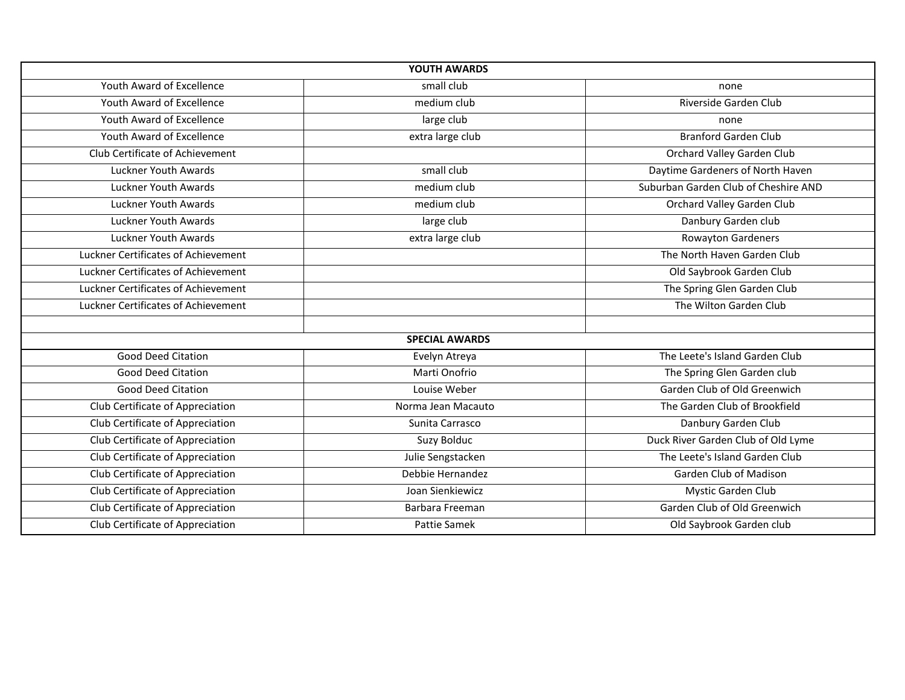| | | |
|---|---|---|
| **YOUTH AWARDS** | | |
| Youth Award of Excellence | small club | none |
| Youth Award of Excellence | medium club | Riverside Garden Club |
| Youth Award of Excellence | large club | none |
| Youth Award of Excellence | extra large club | Branford Garden Club |
| Club Certificate of Achievement | | Orchard Valley Garden Club |
| Luckner Youth Awards | small club | Daytime Gardeners of North Haven |
| Luckner Youth Awards | medium club | Suburban Garden Club of Cheshire AND |
| Luckner Youth Awards | medium club | Orchard Valley Garden Club |
| Luckner Youth Awards | large club | Danbury Garden club |
| Luckner Youth Awards | extra large club | Rowayton Gardeners |
| Luckner Certificates of Achievement | | The North Haven Garden Club |
| Luckner Certificates of Achievement | | Old Saybrook Garden Club |
| Luckner Certificates of Achievement | | The Spring Glen Garden Club |
| Luckner Certificates of Achievement | | The Wilton Garden Club |
| | | |
| **SPECIAL AWARDS** | | |
| Good Deed Citation | Evelyn Atreya | The Leete's Island Garden Club |
| Good Deed Citation | Marti Onofrio | The Spring Glen Garden club |
| Good Deed Citation | Louise Weber | Garden Club of Old Greenwich |
| Club Certificate of Appreciation | Norma Jean Macauto | The Garden Club of Brookfield |
| Club Certificate of Appreciation | Sunita Carrasco | Danbury Garden Club |
| Club Certificate of Appreciation | Suzy Bolduc | Duck River Garden Club of Old Lyme |
| Club Certificate of Appreciation | Julie Sengstacken | The Leete's Island Garden Club |
| Club Certificate of Appreciation | Debbie Hernandez | Garden Club of Madison |
| Club Certificate of Appreciation | Joan Sienkiewicz | Mystic Garden Club |
| Club Certificate of Appreciation | Barbara Freeman | Garden Club of Old Greenwich |
| Club Certificate of Appreciation | Pattie Samek | Old Saybrook Garden club |